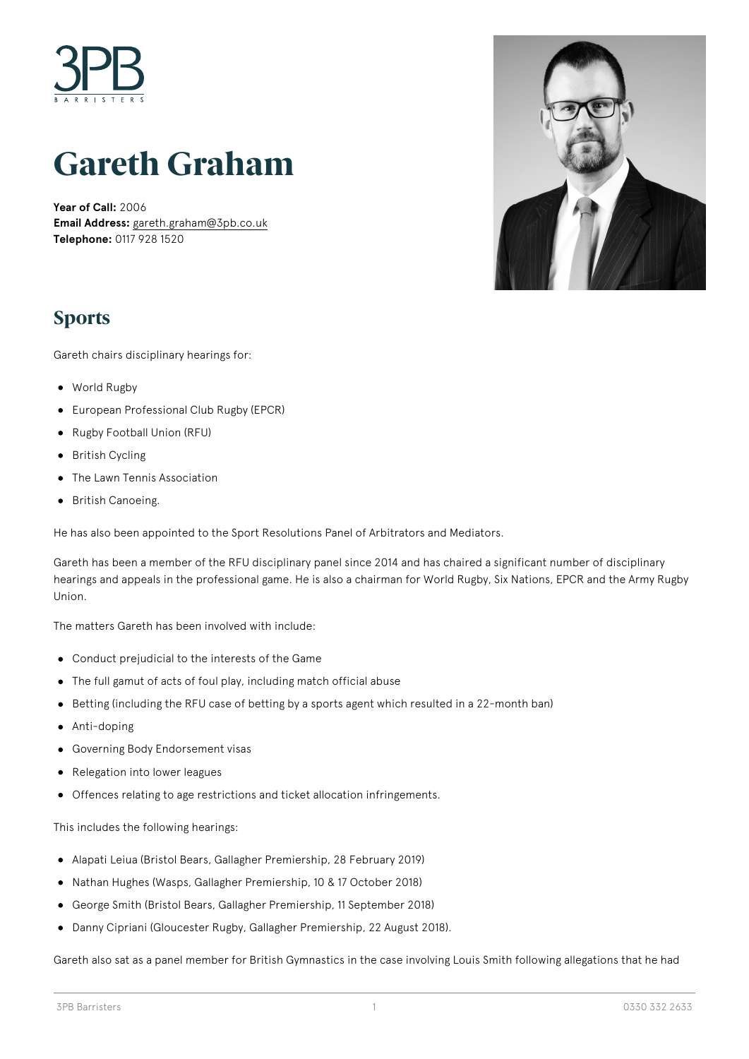# Gareth Graham

**Year of Call:** 2006
**Email Address:** gareth.graham@3pb.co.uk
**Telephone:** 0117 928 1520

## Sports

Gareth chairs disciplinary hearings for:

- World Rugby
- European Professional Club Rugby (EPCR)
- Rugby Football Union (RFU)
- British Cycling
- The Lawn Tennis Association
- British Canoeing.

He has also been appointed to the Sport Resolutions Panel of Arbitrators and Mediators.

Gareth has been a member of the RFU disciplinary panel since 2014 and has chaired a significant number of disciplinary hearings and appeals in the professional game. He is also a chairman for World Rugby, Six Nations, EPCR and the Army Rugby Union.

The matters Gareth has been involved with include:

- Conduct prejudicial to the interests of the Game
- The full gamut of acts of foul play, including match official abuse
- Betting (including the RFU case of betting by a sports agent which resulted in a 22-month ban)
- Anti-doping
- Governing Body Endorsement visas
- Relegation into lower leagues
- Offences relating to age restrictions and ticket allocation infringements.

This includes the following hearings:

- Alapati Leiua (Bristol Bears, Gallagher Premiership, 28 February 2019)
- Nathan Hughes (Wasps, Gallagher Premiership, 10 & 17 October 2018)
- George Smith (Bristol Bears, Gallagher Premiership, 11 September 2018)
- Danny Cipriani (Gloucester Rugby, Gallagher Premiership, 22 August 2018).

Gareth also sat as a panel member for British Gymnastics in the case involving Louis Smith following allegations that he had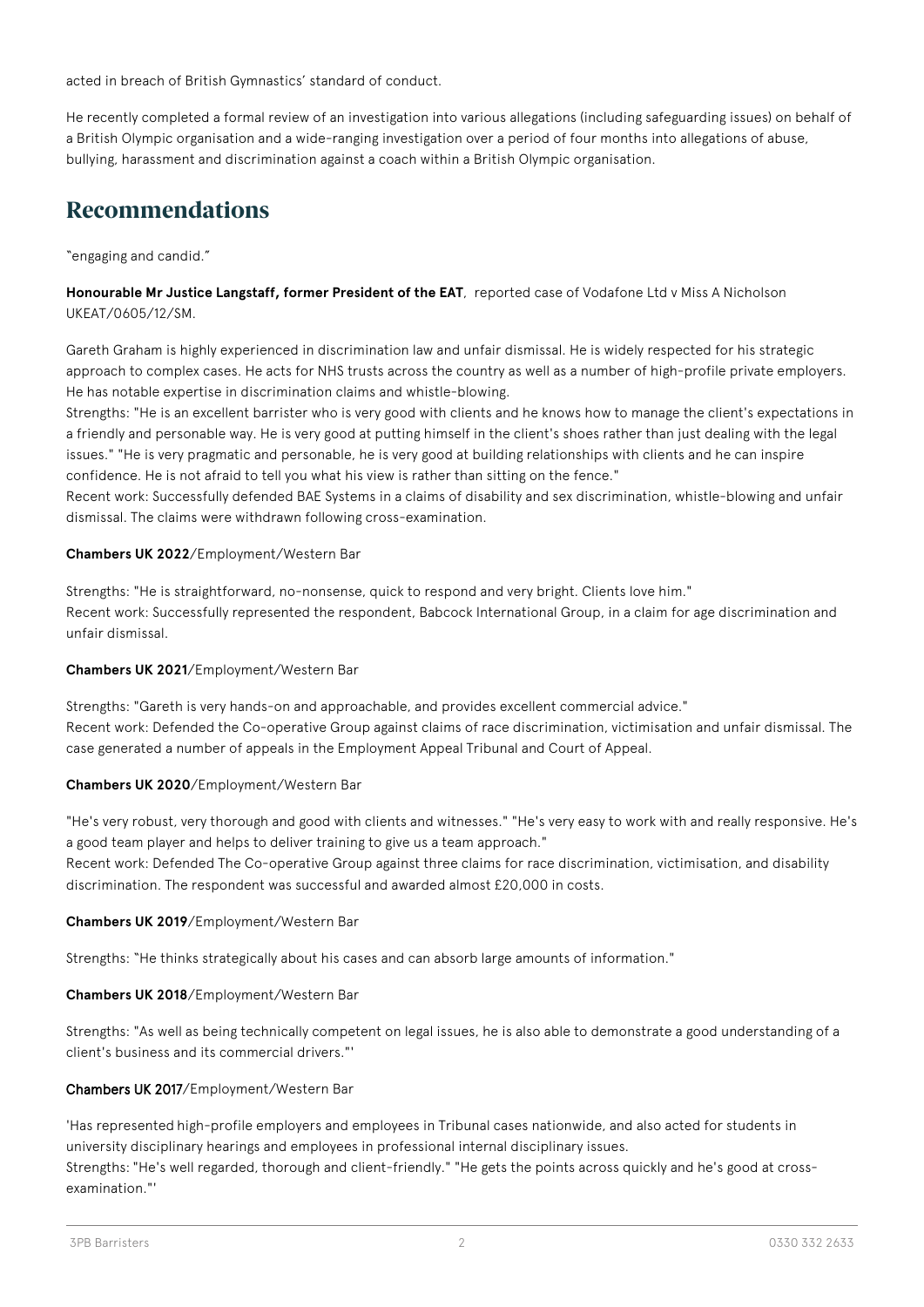acted in breach of British Gymnastics' standard of conduct.

He recently completed a formal review of an investigation into various allegations (including safeguarding issues) on behalf of a British Olympic organisation and a wide-ranging investigation over a period of four months into allegations of abuse, bullying, harassment and discrimination against a coach within a British Olympic organisation.

## Recommendations

"engaging and candid."

**Honourable Mr Justice Langstaff, former President of the EAT**, reported case of Vodafone Ltd v Miss A Nicholson UKEAT/0605/12/SM.

Gareth Graham is highly experienced in discrimination law and unfair dismissal. He is widely respected for his strategic approach to complex cases. He acts for NHS trusts across the country as well as a number of high-profile private employers. He has notable expertise in discrimination claims and whistle-blowing.
Strengths: "He is an excellent barrister who is very good with clients and he knows how to manage the client's expectations in a friendly and personable way. He is very good at putting himself in the client's shoes rather than just dealing with the legal issues." "He is very pragmatic and personable, he is very good at building relationships with clients and he can inspire confidence. He is not afraid to tell you what his view is rather than sitting on the fence."
Recent work: Successfully defended BAE Systems in a claims of disability and sex discrimination, whistle-blowing and unfair dismissal. The claims were withdrawn following cross-examination.

**Chambers UK 2022**/Employment/Western Bar

Strengths: "He is straightforward, no-nonsense, quick to respond and very bright. Clients love him."
Recent work: Successfully represented the respondent, Babcock International Group, in a claim for age discrimination and unfair dismissal.

**Chambers UK 2021**/Employment/Western Bar

Strengths: "Gareth is very hands-on and approachable, and provides excellent commercial advice."
Recent work: Defended the Co-operative Group against claims of race discrimination, victimisation and unfair dismissal. The case generated a number of appeals in the Employment Appeal Tribunal and Court of Appeal.

**Chambers UK 2020**/Employment/Western Bar

"He's very robust, very thorough and good with clients and witnesses." "He's very easy to work with and really responsive. He's a good team player and helps to deliver training to give us a team approach."
Recent work: Defended The Co-operative Group against three claims for race discrimination, victimisation, and disability discrimination. The respondent was successful and awarded almost £20,000 in costs.

**Chambers UK 2019**/Employment/Western Bar

Strengths: "He thinks strategically about his cases and can absorb large amounts of information."

**Chambers UK 2018**/Employment/Western Bar

Strengths: "As well as being technically competent on legal issues, he is also able to demonstrate a good understanding of a client's business and its commercial drivers."'

**Chambers UK 2017**/Employment/Western Bar

'Has represented high-profile employers and employees in Tribunal cases nationwide, and also acted for students in university disciplinary hearings and employees in professional internal disciplinary issues.
Strengths: "He's well regarded, thorough and client-friendly." "He gets the points across quickly and he's good at cross-examination."'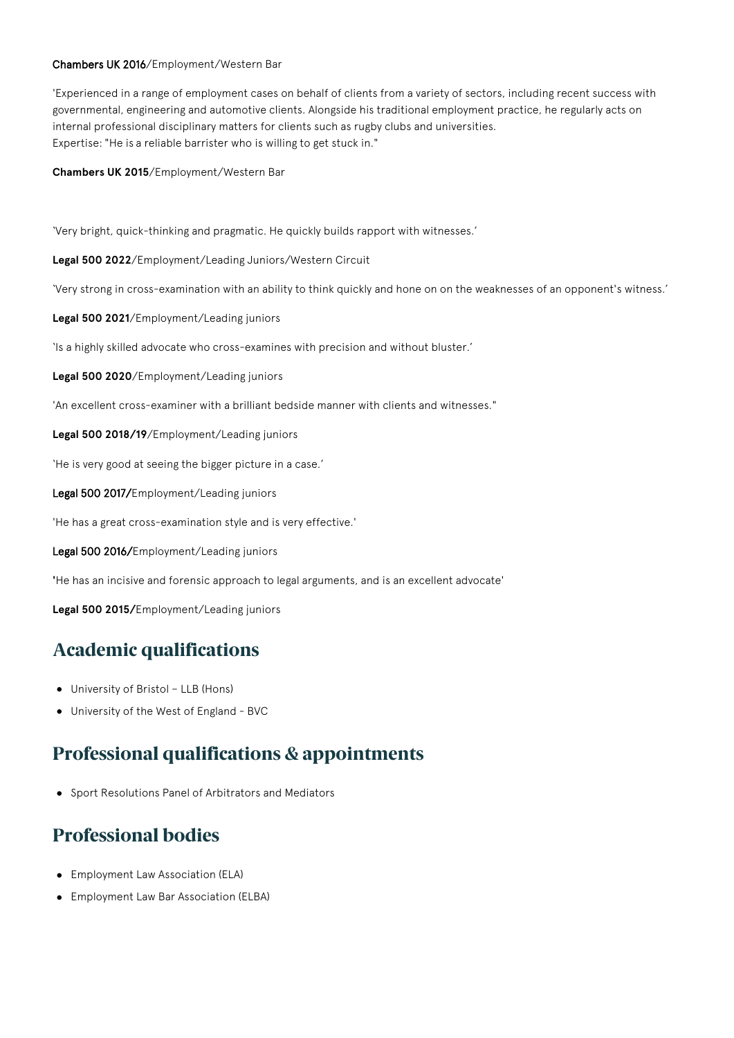**Chambers UK 2016**/Employment/Western Bar

'Experienced in a range of employment cases on behalf of clients from a variety of sectors, including recent success with governmental, engineering and automotive clients. Alongside his traditional employment practice, he regularly acts on internal professional disciplinary matters for clients such as rugby clubs and universities.
Expertise: "He is a reliable barrister who is willing to get stuck in."

**Chambers UK 2015**/Employment/Western Bar

'Very bright, quick-thinking and pragmatic. He quickly builds rapport with witnesses.'

**Legal 500 2022**/Employment/Leading Juniors/Western Circuit

'Very strong in cross-examination with an ability to think quickly and hone on on the weaknesses of an opponent's witness.'

**Legal 500 2021**/Employment/Leading juniors

'Is a highly skilled advocate who cross-examines with precision and without bluster.'

**Legal 500 2020**/Employment/Leading juniors

'An excellent cross-examiner with a brilliant bedside manner with clients and witnesses."

**Legal 500 2018/19**/Employment/Leading juniors

'He is very good at seeing the bigger picture in a case.'

**Legal 500 2017/**Employment/Leading juniors

'He has a great cross-examination style and is very effective.'

**Legal 500 2016/**Employment/Leading juniors

**'**He has an incisive and forensic approach to legal arguments, and is an excellent advocate'

**Legal 500 2015/**Employment/Leading juniors

## Academic qualifications

- University of Bristol – LLB (Hons)
- University of the West of England - BVC

## Professional qualifications & appointments

- Sport Resolutions Panel of Arbitrators and Mediators

## Professional bodies

- Employment Law Association (ELA)
- Employment Law Bar Association (ELBA)